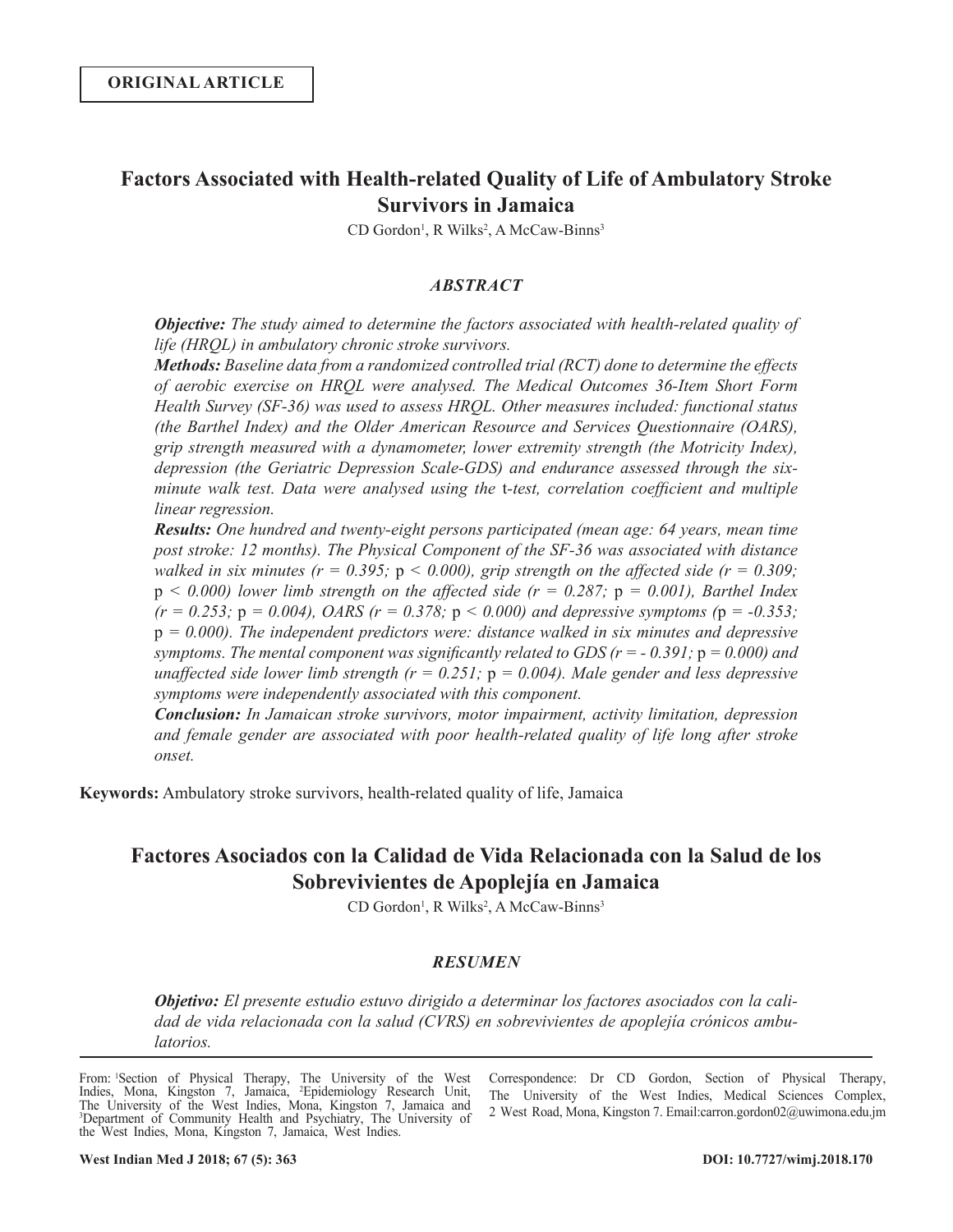**ORIGINAL ARTICLE**

# Factors Associated with Health-related Quality of Life of Ambulatory Stroke Survivors in Jamaica

CD Gordon[1], R Wilks[2], A McCaw-Binns[3]

### *ABSTRACT*

***Objective:*** *The study aimed to determine the factors associated with health-related quality of life (HRQL) in ambulatory chronic stroke survivors.*

***Methods:*** *Baseline data from a randomized controlled trial (RCT) done to determine the effects of aerobic exercise on HRQL were analysed. The Medical Outcomes 36-Item Short Form Health Survey (SF-36) was used to assess HRQL. Other measures included: functional status (the Barthel Index) and the Older American Resource and Services Questionnaire (OARS), grip strength measured with a dynamometer, lower extremity strength (the Motricity Index), depression (the Geriatric Depression Scale-GDS) and endurance assessed through the six-minute walk test. Data were analysed using the* t*-test, correlation coefficient and multiple linear regression.*

***Results:*** *One hundred and twenty-eight persons participated (mean age: 64 years, mean time post stroke: 12 months). The Physical Component of the SF-36 was associated with distance walked in six minutes ($r = 0.395$; $p < 0.000$), grip strength on the affected side ($r = 0.309$; $p < 0.000$) lower limb strength on the affected side ($r = 0.287$; $p = 0.001$), Barthel Index ($r = 0.253$; $p = 0.004$), OARS ($r = 0.378$; $p < 0.000$) and depressive symptoms ($p = -0.353$; $p = 0.000$). The independent predictors were: distance walked in six minutes and depressive symptoms. The mental component was significantly related to GDS ($r = -0.391$; $p = 0.000$) and unaffected side lower limb strength ($r = 0.251$; $p = 0.004$). Male gender and less depressive symptoms were independently associated with this component.*

***Conclusion:*** *In Jamaican stroke survivors, motor impairment, activity limitation, depression and female gender are associated with poor health-related quality of life long after stroke onset.*

**Keywords:** Ambulatory stroke survivors, health-related quality of life, Jamaica

# Factores Asociados con la Calidad de Vida Relacionada con la Salud de los Sobrevivientes de Apoplejía en Jamaica

CD Gordon[1], R Wilks[2], A McCaw-Binns[3]

### *RESUMEN*

***Objetivo:*** *El presente estudio estuvo dirigido a determinar los factores asociados con la calidad de vida relacionada con la salud (CVRS) en sobrevivientes de apoplejía crónicos ambulatorios.*

---

From: [1]Section of Physical Therapy, The University of the West Indies, Mona, Kingston 7, Jamaica, [2]Epidemiology Research Unit, The University of the West Indies, Mona, Kingston 7, Jamaica and [3]Department of Community Health and Psychiatry, The University of the West Indies, Mona, Kingston 7, Jamaica, West Indies.

Correspondence: Dr CD Gordon, Section of Physical Therapy, The University of the West Indies, Medical Sciences Complex, 2 West Road, Mona, Kingston 7. Email:carron.gordon02@uwimona.edu.jm

DOI: 10.7727/wimj.2018.170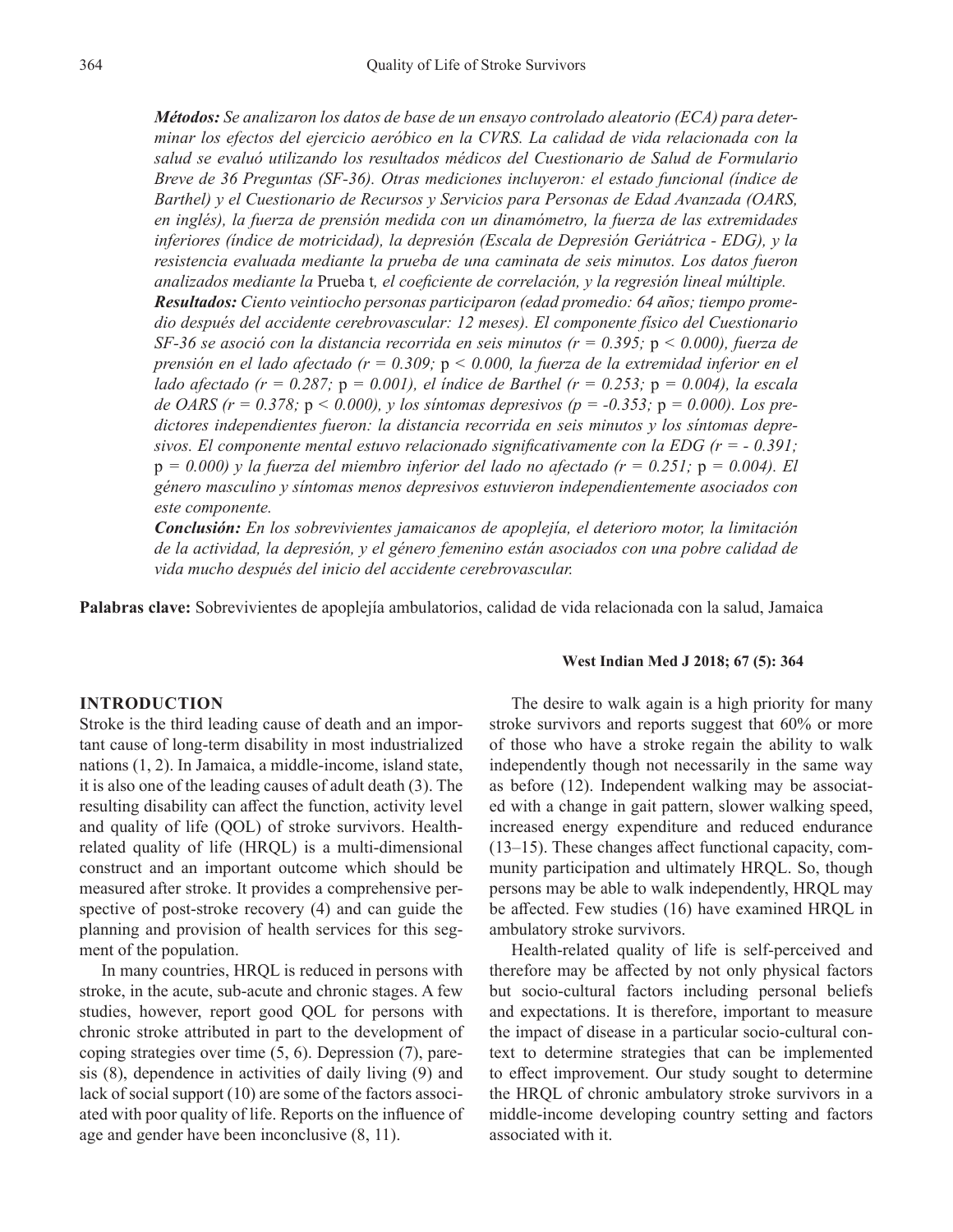*Métodos: Se analizaron los datos de base de un ensayo controlado aleatorio (ECA) para determinar los efectos del ejercicio aeróbico en la CVRS. La calidad de vida relacionada con la salud se evaluó utilizando los resultados médicos del Cuestionario de Salud de Formulario Breve de 36 Preguntas (SF-36). Otras mediciones incluyeron: el estado funcional (índice de Barthel) y el Cuestionario de Recursos y Servicios para Personas de Edad Avanzada (OARS, en inglés), la fuerza de prensión medida con un dinamómetro, la fuerza de las extremidades inferiores (índice de motricidad), la depresión (Escala de Depresión Geriátrica - EDG), y la resistencia evaluada mediante la prueba de una caminata de seis minutos. Los datos fueron analizados mediante la* Prueba t*, el coeficiente de correlación, y la regresión lineal múltiple.*

***Resultados:** Ciento veintiocho personas participaron (edad promedio: 64 años; tiempo promedio después del accidente cerebrovascular: 12 meses). El componente físico del Cuestionario SF-36 se asoció con la distancia recorrida en seis minutos ($r = 0.395$; $p < 0.000$), fuerza de prensión en el lado afectado ($r = 0.309$; $p < 0.000$, la fuerza de la extremidad inferior en el lado afectado ($r = 0.287$; $p = 0.001$), el índice de Barthel ($r = 0.253$; $p = 0.004$), la escala de OARS ($r = 0.378$; $p < 0.000$), y los síntomas depresivos ($p = -0.353$; $p = 0.000$). Los predictores independientes fueron: la distancia recorrida en seis minutos y los síntomas depresivos. El componente mental estuvo relacionado significativamente con la EDG ($r = - 0.391$; $p = 0.000$) y la fuerza del miembro inferior del lado no afectado ($r = 0.251$; $p = 0.004$). El género masculino y síntomas menos depresivos estuvieron independientemente asociados con este componente.*

***Conclusión:** En los sobrevivientes jamaicanos de apoplejía, el deterioro motor, la limitación de la actividad, la depresión, y el género femenino están asociados con una pobre calidad de vida mucho después del inicio del accidente cerebrovascular.*

**Palabras clave:** Sobrevivientes de apoplejía ambulatorios, calidad de vida relacionada con la salud, Jamaica

## INTRODUCTION

Stroke is the third leading cause of death and an important cause of long-term disability in most industrialized nations (1, 2). In Jamaica, a middle-income, island state, it is also one of the leading causes of adult death (3). The resulting disability can affect the function, activity level and quality of life (QOL) of stroke survivors. Health-related quality of life (HRQL) is a multi-dimensional construct and an important outcome which should be measured after stroke. It provides a comprehensive perspective of post-stroke recovery (4) and can guide the planning and provision of health services for this segment of the population.

In many countries, HRQL is reduced in persons with stroke, in the acute, sub-acute and chronic stages. A few studies, however, report good QOL for persons with chronic stroke attributed in part to the development of coping strategies over time (5, 6). Depression (7), paresis (8), dependence in activities of daily living (9) and lack of social support (10) are some of the factors associated with poor quality of life. Reports on the influence of age and gender have been inconclusive (8, 11).

The desire to walk again is a high priority for many stroke survivors and reports suggest that 60% or more of those who have a stroke regain the ability to walk independently though not necessarily in the same way as before (12). Independent walking may be associated with a change in gait pattern, slower walking speed, increased energy expenditure and reduced endurance (13–15). These changes affect functional capacity, community participation and ultimately HRQL. So, though persons may be able to walk independently, HRQL may be affected. Few studies (16) have examined HRQL in ambulatory stroke survivors.

Health-related quality of life is self-perceived and therefore may be affected by not only physical factors but socio-cultural factors including personal beliefs and expectations. It is therefore, important to measure the impact of disease in a particular socio-cultural context to determine strategies that can be implemented to effect improvement. Our study sought to determine the HRQL of chronic ambulatory stroke survivors in a middle-income developing country setting and factors associated with it.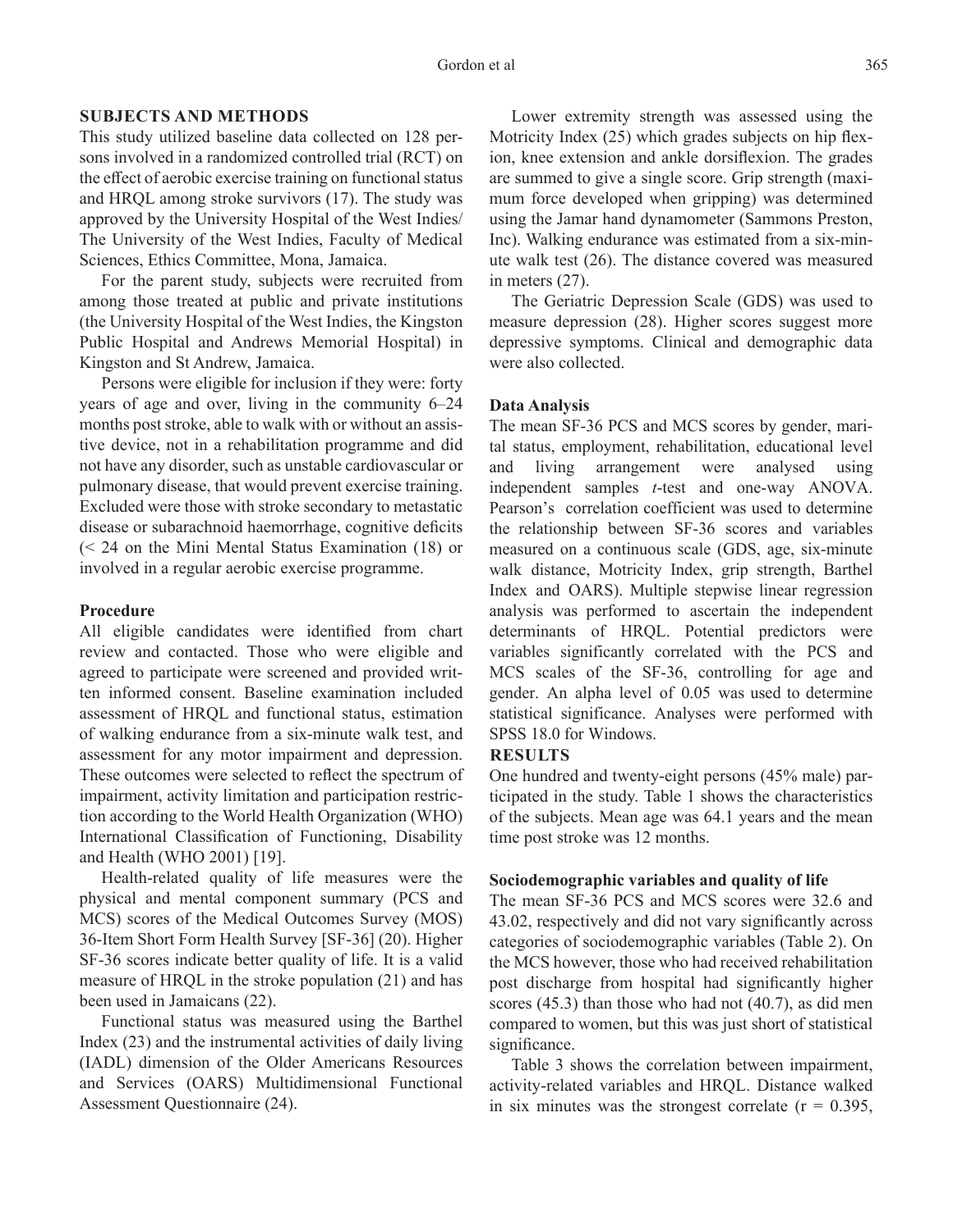## SUBJECTS AND METHODS

This study utilized baseline data collected on 128 persons involved in a randomized controlled trial (RCT) on the effect of aerobic exercise training on functional status and HRQL among stroke survivors (17). The study was approved by the University Hospital of the West Indies/ The University of the West Indies, Faculty of Medical Sciences, Ethics Committee, Mona, Jamaica.

For the parent study, subjects were recruited from among those treated at public and private institutions (the University Hospital of the West Indies, the Kingston Public Hospital and Andrews Memorial Hospital) in Kingston and St Andrew, Jamaica.

Persons were eligible for inclusion if they were: forty years of age and over, living in the community 6–24 months post stroke, able to walk with or without an assistive device, not in a rehabilitation programme and did not have any disorder, such as unstable cardiovascular or pulmonary disease, that would prevent exercise training. Excluded were those with stroke secondary to metastatic disease or subarachnoid haemorrhage, cognitive deficits (< 24 on the Mini Mental Status Examination (18) or involved in a regular aerobic exercise programme.

### Procedure

All eligible candidates were identified from chart review and contacted. Those who were eligible and agreed to participate were screened and provided written informed consent. Baseline examination included assessment of HRQL and functional status, estimation of walking endurance from a six-minute walk test, and assessment for any motor impairment and depression. These outcomes were selected to reflect the spectrum of impairment, activity limitation and participation restriction according to the World Health Organization (WHO) International Classification of Functioning, Disability and Health (WHO 2001) [19].

Health-related quality of life measures were the physical and mental component summary (PCS and MCS) scores of the Medical Outcomes Survey (MOS) 36-Item Short Form Health Survey [SF-36] (20). Higher SF-36 scores indicate better quality of life. It is a valid measure of HRQL in the stroke population (21) and has been used in Jamaicans (22).

Functional status was measured using the Barthel Index (23) and the instrumental activities of daily living (IADL) dimension of the Older Americans Resources and Services (OARS) Multidimensional Functional Assessment Questionnaire (24).

Lower extremity strength was assessed using the Motricity Index (25) which grades subjects on hip flexion, knee extension and ankle dorsiflexion. The grades are summed to give a single score. Grip strength (maximum force developed when gripping) was determined using the Jamar hand dynamometer (Sammons Preston, Inc). Walking endurance was estimated from a six-minute walk test (26). The distance covered was measured in meters (27).

The Geriatric Depression Scale (GDS) was used to measure depression (28). Higher scores suggest more depressive symptoms. Clinical and demographic data were also collected.

### Data Analysis

The mean SF-36 PCS and MCS scores by gender, marital status, employment, rehabilitation, educational level and living arrangement were analysed using independent samples *t*-test and one-way ANOVA. Pearson's correlation coefficient was used to determine the relationship between SF-36 scores and variables measured on a continuous scale (GDS, age, six-minute walk distance, Motricity Index, grip strength, Barthel Index and OARS). Multiple stepwise linear regression analysis was performed to ascertain the independent determinants of HRQL. Potential predictors were variables significantly correlated with the PCS and MCS scales of the SF-36, controlling for age and gender. An alpha level of 0.05 was used to determine statistical significance. Analyses were performed with SPSS 18.0 for Windows.

## RESULTS

One hundred and twenty-eight persons (45% male) participated in the study. Table 1 shows the characteristics of the subjects. Mean age was 64.1 years and the mean time post stroke was 12 months.

### Sociodemographic variables and quality of life

The mean SF-36 PCS and MCS scores were 32.6 and 43.02, respectively and did not vary significantly across categories of sociodemographic variables (Table 2). On the MCS however, those who had received rehabilitation post discharge from hospital had significantly higher scores (45.3) than those who had not (40.7), as did men compared to women, but this was just short of statistical significance.

Table 3 shows the correlation between impairment, activity-related variables and HRQL. Distance walked in six minutes was the strongest correlate ($r = 0.395$,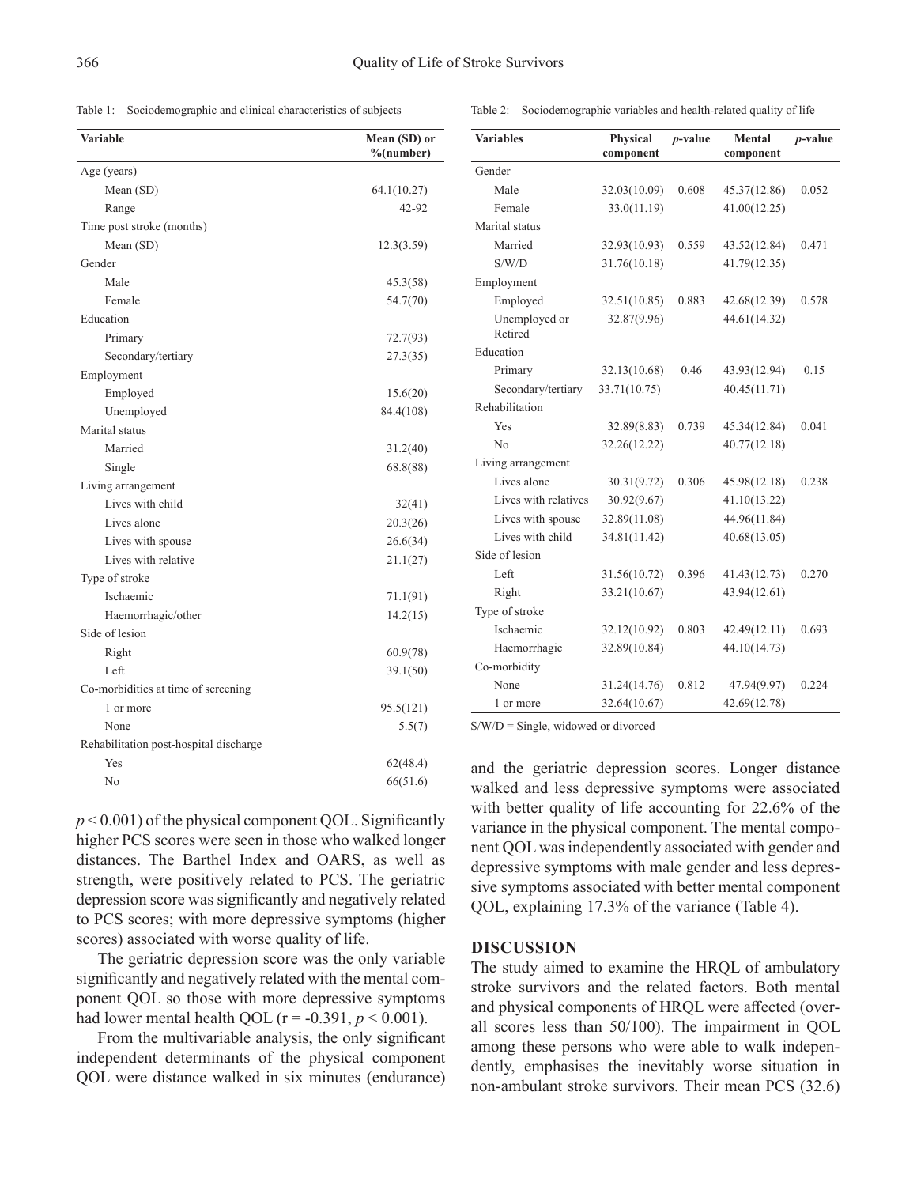Table 1: Sociodemographic and clinical characteristics of subjects

| Variable | Mean (SD) or %(number) |
|---|---|
| Age (years) | |
| Mean (SD) | 64.1(10.27) |
| Range | 42-92 |
| Time post stroke (months) | |
| Mean (SD) | 12.3(3.59) |
| Gender | |
| Male | 45.3(58) |
| Female | 54.7(70) |
| Education | |
| Primary | 72.7(93) |
| Secondary/tertiary | 27.3(35) |
| Employment | |
| Employed | 15.6(20) |
| Unemployed | 84.4(108) |
| Marital status | |
| Married | 31.2(40) |
| Single | 68.8(88) |
| Living arrangement | |
| Lives with child | 32(41) |
| Lives alone | 20.3(26) |
| Lives with spouse | 26.6(34) |
| Lives with relative | 21.1(27) |
| Type of stroke | |
| Ischaemic | 71.1(91) |
| Haemorrhagic/other | 14.2(15) |
| Side of lesion | |
| Right | 60.9(78) |
| Left | 39.1(50) |
| Co-morbidities at time of screening | |
| 1 or more | 95.5(121) |
| None | 5.5(7) |
| Rehabilitation post-hospital discharge | |
| Yes | 62(48.4) |
| No | 66(51.6) |

$p < 0.001$) of the physical component QOL. Significantly higher PCS scores were seen in those who walked longer distances. The Barthel Index and OARS, as well as strength, were positively related to PCS. The geriatric depression score was significantly and negatively related to PCS scores; with more depressive symptoms (higher scores) associated with worse quality of life.

The geriatric depression score was the only variable significantly and negatively related with the mental component QOL so those with more depressive symptoms had lower mental health QOL ($r = -0.391$, $p < 0.001$).

From the multivariable analysis, the only significant independent determinants of the physical component QOL were distance walked in six minutes (endurance) and the geriatric depression scores. Longer distance walked and less depressive symptoms were associated with better quality of life accounting for 22.6% of the variance in the physical component. The mental component QOL was independently associated with gender and depressive symptoms with male gender and less depressive symptoms associated with better mental component QOL, explaining 17.3% of the variance (Table 4).

Table 2: Sociodemographic variables and health-related quality of life

| Variables | Physical component | *p*-value | Mental component | *p*-value |
|---|---|---|---|---|
| Gender | | | | |
| Male | 32.03(10.09) | 0.608 | 45.37(12.86) | 0.052 |
| Female | 33.0(11.19) | | 41.00(12.25) | |
| Marital status | | | | |
| Married | 32.93(10.93) | 0.559 | 43.52(12.84) | 0.471 |
| S/W/D | 31.76(10.18) | | 41.79(12.35) | |
| Employment | | | | |
| Employed | 32.51(10.85) | 0.883 | 42.68(12.39) | 0.578 |
| Unemployed or Retired | 32.87(9.96) | | 44.61(14.32) | |
| Education | | | | |
| Primary | 32.13(10.68) | 0.46 | 43.93(12.94) | 0.15 |
| Secondary/tertiary | 33.71(10.75) | | 40.45(11.71) | |
| Rehabilitation | | | | |
| Yes | 32.89(8.83) | 0.739 | 45.34(12.84) | 0.041 |
| No | 32.26(12.22) | | 40.77(12.18) | |
| Living arrangement | | | | |
| Lives alone | 30.31(9.72) | 0.306 | 45.98(12.18) | 0.238 |
| Lives with relatives | 30.92(9.67) | | 41.10(13.22) | |
| Lives with spouse | 32.89(11.08) | | 44.96(11.84) | |
| Lives with child | 34.81(11.42) | | 40.68(13.05) | |
| Side of lesion | | | | |
| Left | 31.56(10.72) | 0.396 | 41.43(12.73) | 0.270 |
| Right | 33.21(10.67) | | 43.94(12.61) | |
| Type of stroke | | | | |
| Ischaemic | 32.12(10.92) | 0.803 | 42.49(12.11) | 0.693 |
| Haemorrhagic | 32.89(10.84) | | 44.10(14.73) | |
| Co-morbidity | | | | |
| None | 31.24(14.76) | 0.812 | 47.94(9.97) | 0.224 |
| 1 or more | 32.64(10.67) | | 42.69(12.78) | |

S/W/D = Single, widowed or divorced

## DISCUSSION

The study aimed to examine the HRQL of ambulatory stroke survivors and the related factors. Both mental and physical components of HRQL were affected (overall scores less than 50/100). The impairment in QOL among these persons who were able to walk independently, emphasises the inevitably worse situation in non-ambulant stroke survivors. Their mean PCS (32.6)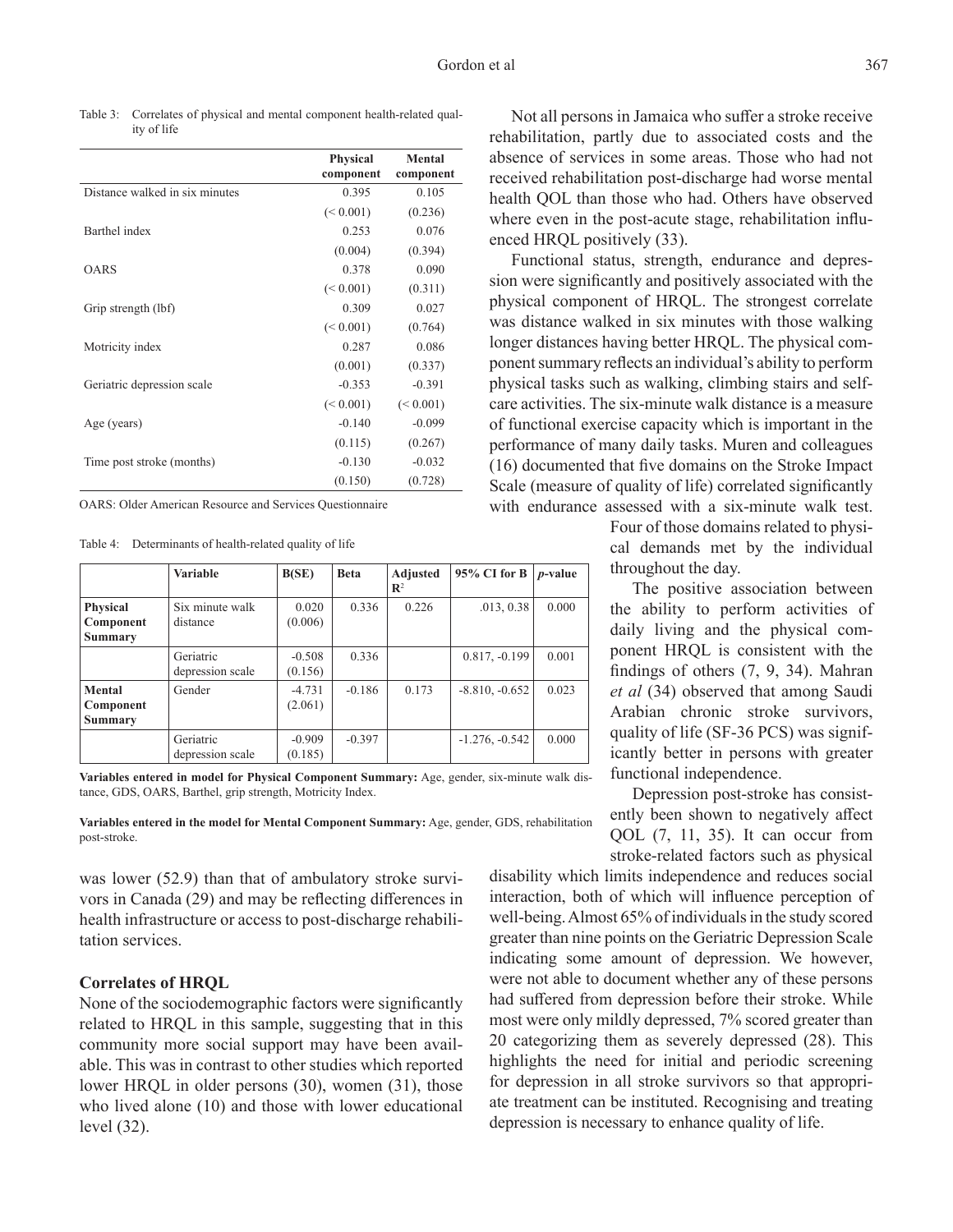Table 3: Correlates of physical and mental component health-related quality of life

| | Physical component | Mental component |
|---|---|---|
| Distance walked in six minutes | 0.395 | 0.105 |
| | (< 0.001) | (0.236) |
| Barthel index | 0.253 | 0.076 |
| | (0.004) | (0.394) |
| OARS | 0.378 | 0.090 |
| | (< 0.001) | (0.311) |
| Grip strength (lbf) | 0.309 | 0.027 |
| | (< 0.001) | (0.764) |
| Motricity index | 0.287 | 0.086 |
| | (0.001) | (0.337) |
| Geriatric depression scale | -0.353 | -0.391 |
| | (< 0.001) | (< 0.001) |
| Age (years) | -0.140 | -0.099 |
| | (0.115) | (0.267) |
| Time post stroke (months) | -0.130 | -0.032 |
| | (0.150) | (0.728) |

OARS: Older American Resource and Services Questionnaire

Table 4: Determinants of health-related quality of life

| | Variable | B(SE) | Beta | Adjusted $R^2$ | 95% CI for B | *p*-value |
|---|---|---|---|---|---|---|
| **Physical Component Summary** | Six minute walk distance | 0.020 (0.006) | 0.336 | 0.226 | .013, 0.38 | 0.000 |
| | Geriatric depression scale | -0.508 (0.156) | 0.336 | | 0.817, -0.199 | 0.001 |
| **Mental Component Summary** | Gender | -4.731 (2.061) | -0.186 | 0.173 | -8.810, -0.652 | 0.023 |
| | Geriatric depression scale | -0.909 (0.185) | -0.397 | | -1.276, -0.542 | 0.000 |

**Variables entered in model for Physical Component Summary:** Age, gender, six-minute walk distance, GDS, OARS, Barthel, grip strength, Motricity Index.

**Variables entered in the model for Mental Component Summary:** Age, gender, GDS, rehabilitation post-stroke.

was lower (52.9) than that of ambulatory stroke survivors in Canada (29) and may be reflecting differences in health infrastructure or access to post-discharge rehabilitation services.

### Correlates of HRQL

None of the sociodemographic factors were significantly related to HRQL in this sample, suggesting that in this community more social support may have been available. This was in contrast to other studies which reported lower HRQL in older persons (30), women (31), those who lived alone (10) and those with lower educational level (32).

Not all persons in Jamaica who suffer a stroke receive rehabilitation, partly due to associated costs and the absence of services in some areas. Those who had not received rehabilitation post-discharge had worse mental health QOL than those who had. Others have observed where even in the post-acute stage, rehabilitation influenced HRQL positively (33).

Functional status, strength, endurance and depression were significantly and positively associated with the physical component of HRQL. The strongest correlate was distance walked in six minutes with those walking longer distances having better HRQL. The physical component summary reflects an individual's ability to perform physical tasks such as walking, climbing stairs and self-care activities. The six-minute walk distance is a measure of functional exercise capacity which is important in the performance of many daily tasks. Muren and colleagues (16) documented that five domains on the Stroke Impact Scale (measure of quality of life) correlated significantly with endurance assessed with a six-minute walk test. Four of those domains related to physical demands met by the individual throughout the day.

The positive association between the ability to perform activities of daily living and the physical component HRQL is consistent with the findings of others (7, 9, 34). Mahran *et al* (34) observed that among Saudi Arabian chronic stroke survivors, quality of life (SF-36 PCS) was significantly better in persons with greater functional independence.

Depression post-stroke has consistently been shown to negatively affect QOL (7, 11, 35). It can occur from stroke-related factors such as physical disability which limits independence and reduces social interaction, both of which will influence perception of well-being. Almost 65% of individuals in the study scored greater than nine points on the Geriatric Depression Scale indicating some amount of depression. We however, were not able to document whether any of these persons had suffered from depression before their stroke. While most were only mildly depressed, 7% scored greater than 20 categorizing them as severely depressed (28). This highlights the need for initial and periodic screening for depression in all stroke survivors so that appropriate treatment can be instituted. Recognising and treating depression is necessary to enhance quality of life.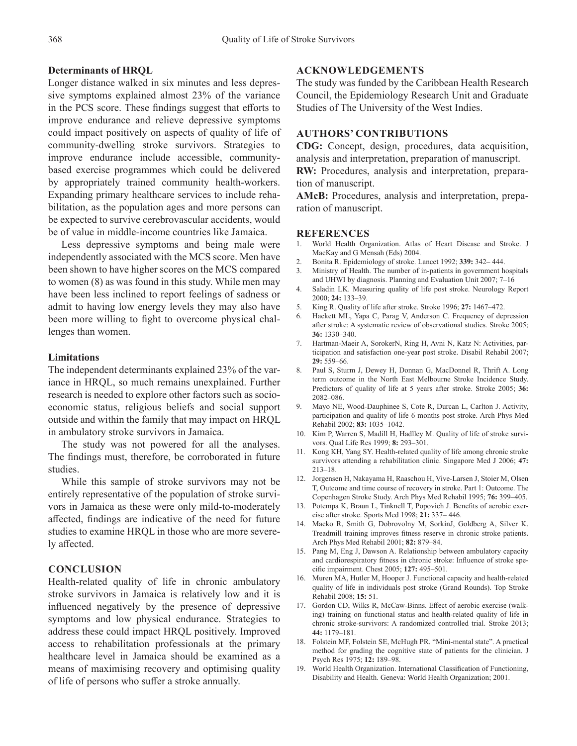### Determinants of HRQL

Longer distance walked in six minutes and less depressive symptoms explained almost 23% of the variance in the PCS score. These findings suggest that efforts to improve endurance and relieve depressive symptoms could impact positively on aspects of quality of life of community-dwelling stroke survivors. Strategies to improve endurance include accessible, community-based exercise programmes which could be delivered by appropriately trained community health-workers. Expanding primary healthcare services to include rehabilitation, as the population ages and more persons can be expected to survive cerebrovascular accidents, would be of value in middle-income countries like Jamaica.

Less depressive symptoms and being male were independently associated with the MCS score. Men have been shown to have higher scores on the MCS compared to women (8) as was found in this study. While men may have been less inclined to report feelings of sadness or admit to having low energy levels they may also have been more willing to fight to overcome physical challenges than women.

### Limitations

The independent determinants explained 23% of the variance in HRQL, so much remains unexplained. Further research is needed to explore other factors such as socio-economic status, religious beliefs and social support outside and within the family that may impact on HRQL in ambulatory stroke survivors in Jamaica.

The study was not powered for all the analyses. The findings must, therefore, be corroborated in future studies.

While this sample of stroke survivors may not be entirely representative of the population of stroke survivors in Jamaica as these were only mild-to-moderately affected, findings are indicative of the need for future studies to examine HRQL in those who are more severely affected.

## CONCLUSION

Health-related quality of life in chronic ambulatory stroke survivors in Jamaica is relatively low and it is influenced negatively by the presence of depressive symptoms and low physical endurance. Strategies to address these could impact HRQL positively. Improved access to rehabilitation professionals at the primary healthcare level in Jamaica should be examined as a means of maximising recovery and optimising quality of life of persons who suffer a stroke annually.

## ACKNOWLEDGEMENTS

The study was funded by the Caribbean Health Research Council, the Epidemiology Research Unit and Graduate Studies of The University of the West Indies.

## AUTHORS' CONTRIBUTIONS

**CDG:** Concept, design, procedures, data acquisition, analysis and interpretation, preparation of manuscript.

**RW:** Procedures, analysis and interpretation, preparation of manuscript.

**AMcB:** Procedures, analysis and interpretation, preparation of manuscript.

## REFERENCES

1. World Health Organization. Atlas of Heart Disease and Stroke. J MacKay and G Mensah (Eds) 2004.
2. Bonita R. Epidemiology of stroke. Lancet 1992; **339:** 342– 444.
3. Ministry of Health. The number of in-patients in government hospitals and UHWI by diagnosis. Planning and Evaluation Unit 2007; 7–16
4. Saladin LK. Measuring quality of life post stroke. Neurology Report 2000; **24:** 133–39.
5. King R. Quality of life after stroke. Stroke 1996; **27:** 1467–472.
6. Hackett ML, Yapa C, Parag V, Anderson C. Frequency of depression after stroke: A systematic review of observational studies. Stroke 2005; **36:** 1330–340.
7. Hartman-Maeir A, SorokerN, Ring H, Avni N, Katz N: Activities, participation and satisfaction one-year post stroke. Disabil Rehabil 2007; **29:** 559–66.
8. Paul S, Sturm J, Dewey H, Donnan G, MacDonnel R, Thrift A. Long term outcome in the North East Melbourne Stroke Incidence Study. Predictors of quality of life at 5 years after stroke. Stroke 2005; **36:** 2082–086.
9. Mayo NE, Wood-Dauphinee S, Cote R, Durcan L, Carlton J. Activity, participation and quality of life 6 months post stroke. Arch Phys Med Rehabil 2002; **83:** 1035–1042.
10. Kim P, Warren S, Madill H, Hadlley M. Quality of life of stroke survivors. Qual Life Res 1999; **8:** 293–301.
11. Kong KH, Yang SY. Health-related quality of life among chronic stroke survivors attending a rehabilitation clinic. Singapore Med J 2006; **47:** 213–18.
12. Jorgensen H, Nakayama H, Raaschou H, Vive-Larsen J, Stoier M, Olsen T, Outcome and time course of recovery in stroke. Part 1: Outcome. The Copenhagen Stroke Study. Arch Phys Med Rehabil 1995; **76:** 399–405.
13. Potempa K, Braun L, Tinknell T, Popovich J. Benefits of aerobic exercise after stroke. Sports Med 1998; **21:** 337– 446.
14. Macko R, Smith G, Dobrovolny M, SorkinJ, Goldberg A, Silver K. Treadmill training improves fitness reserve in chronic stroke patients. Arch Phys Med Rehabil 2001; **82:** 879–84.
15. Pang M, Eng J, Dawson A. Relationship between ambulatory capacity and cardiorespiratory fitness in chronic stroke: Influence of stroke specific impairment. Chest 2005; **127:** 495–501.
16. Muren MA, Hutler M, Hooper J. Functional capacity and health-related quality of life in individuals post stroke (Grand Rounds). Top Stroke Rehabil 2008; **15:** 51.
17. Gordon CD, Wilks R, McCaw-Binns. Effect of aerobic exercise (walking) training on functional status and health-related quality of life in chronic stroke-survivors: A randomized controlled trial. Stroke 2013; **44:** 1179–181.
18. Folstein MF, Folstein SE, McHugh PR. "Mini-mental state". A practical method for grading the cognitive state of patients for the clinician. J Psych Res 1975; **12:** 189–98.
19. World Health Organization. International Classification of Functioning, Disability and Health. Geneva: World Health Organization; 2001.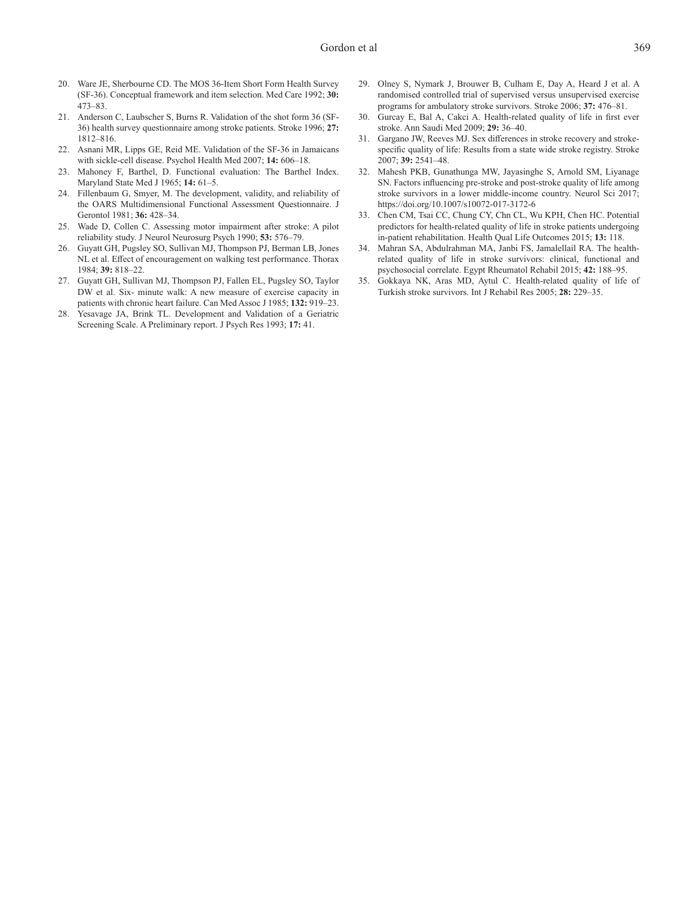20. Ware JE, Sherbourne CD. The MOS 36-Item Short Form Health Survey (SF-36). Conceptual framework and item selection. Med Care 1992; **30:** 473–83.
21. Anderson C, Laubscher S, Burns R. Validation of the shot form 36 (SF-36) health survey questionnaire among stroke patients. Stroke 1996; **27:** 1812–816.
22. Asnani MR, Lipps GE, Reid ME. Validation of the SF-36 in Jamaicans with sickle-cell disease. Psychol Health Med 2007; **14:** 606–18.
23. Mahoney F, Barthel, D. Functional evaluation: The Barthel Index. Maryland State Med J 1965; **14:** 61–5.
24. Fillenbaum G, Smyer, M. The development, validity, and reliability of the OARS Multidimensional Functional Assessment Questionnaire. J Gerontol 1981; **36:** 428–34.
25. Wade D, Collen C. Assessing motor impairment after stroke: A pilot reliability study. J Neurol Neurosurg Psych 1990; **53:** 576–79.
26. Guyatt GH, Pugsley SO, Sullivan MJ, Thompson PJ, Berman LB, Jones NL et al. Effect of encouragement on walking test performance. Thorax 1984; **39:** 818–22.
27. Guyatt GH, Sullivan MJ, Thompson PJ, Fallen EL, Pugsley SO, Taylor DW et al. Six- minute walk: A new measure of exercise capacity in patients with chronic heart failure. Can Med Assoc J 1985; **132:** 919–23.
28. Yesavage JA, Brink TL. Development and Validation of a Geriatric Screening Scale. A Preliminary report. J Psych Res 1993; **17:** 41.
29. Olney S, Nymark J, Brouwer B, Culham E, Day A, Heard J et al. A randomised controlled trial of supervised versus unsupervised exercise programs for ambulatory stroke survivors. Stroke 2006; **37:** 476–81.
30. Gurcay E, Bal A, Cakci A. Health-related quality of life in first ever stroke. Ann Saudi Med 2009; **29:** 36–40.
31. Gargano JW, Reeves MJ. Sex differences in stroke recovery and stroke-specific quality of life: Results from a state wide stroke registry. Stroke 2007; **39:** 2541–48.
32. Mahesh PKB, Gunathunga MW, Jayasinghe S, Arnold SM, Liyanage SN. Factors influencing pre-stroke and post-stroke quality of life among stroke survivors in a lower middle-income country. Neurol Sci 2017; https://doi.org/10.1007/s10072-017-3172-6
33. Chen CM, Tsai CC, Chung CY, Chn CL, Wu KPH, Chen HC. Potential predictors for health-related quality of life in stroke patients undergoing in-patient rehabilitation. Health Qual Life Outcomes 2015; **13:** 118.
34. Mahran SA, Abdulrahman MA, Janbi FS, Jamalellail RA. The health-related quality of life in stroke survivors: clinical, functional and psychosocial correlate. Egypt Rheumatol Rehabil 2015; **42:** 188–95.
35. Gokkaya NK, Aras MD, Aytul C. Health-related quality of life of Turkish stroke survivors. Int J Rehabil Res 2005; **28:** 229–35.